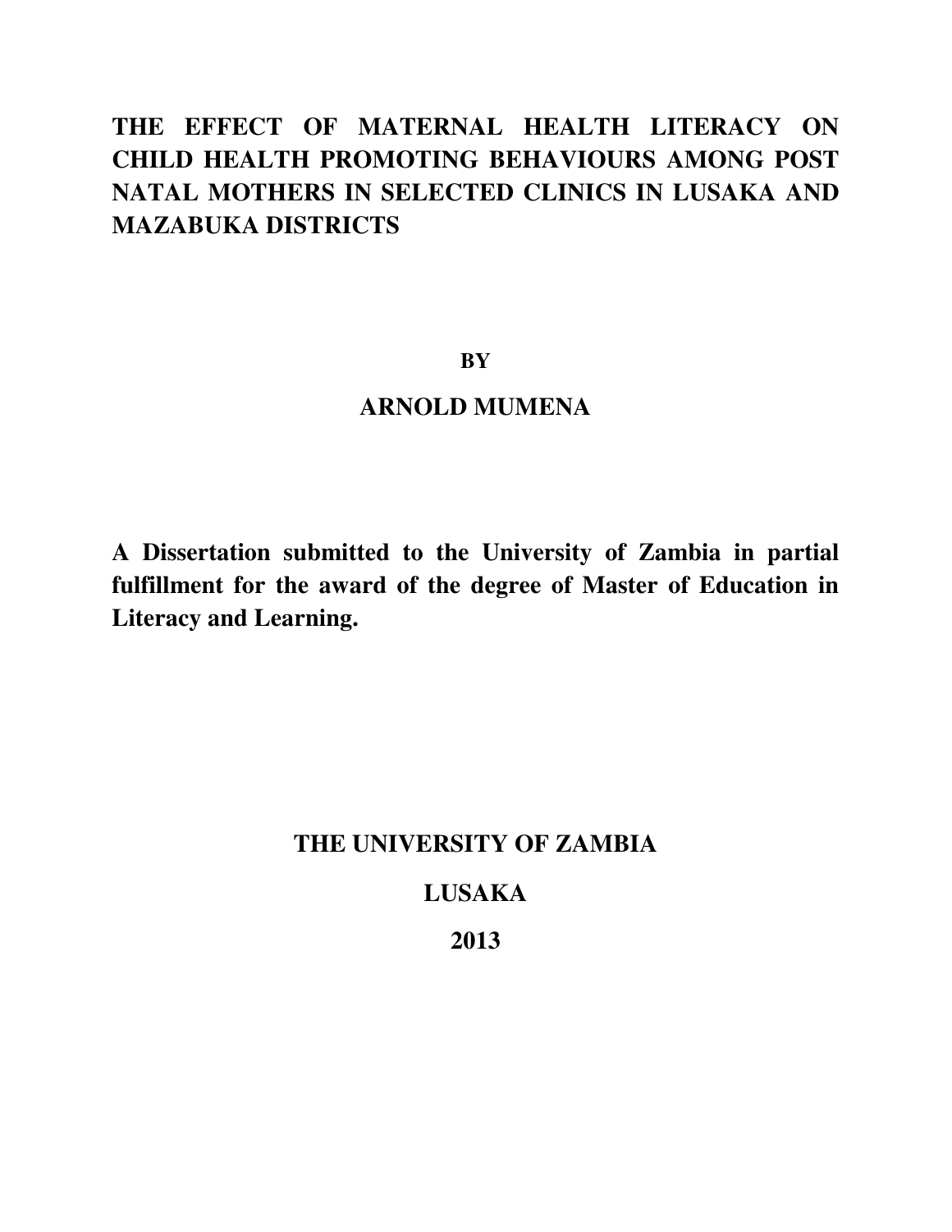# THE EFFECT OF MATERNAL HEALTH LITERACY ON CHILD HEALTH PROMOTING BEHAVIOURS AMONG POST NATAL MOTHERS IN SELECTED CLINICS IN LUSAKA AND MAZABUKA DISTRICTS

**BY**

**ARNOLD MUMENA**

**A Dissertation submitted to the University of Zambia in partial fulfillment for the award of the degree of Master of Education in Literacy and Learning.**

**THE UNIVERSITY OF ZAMBIA**

**LUSAKA**

**2013**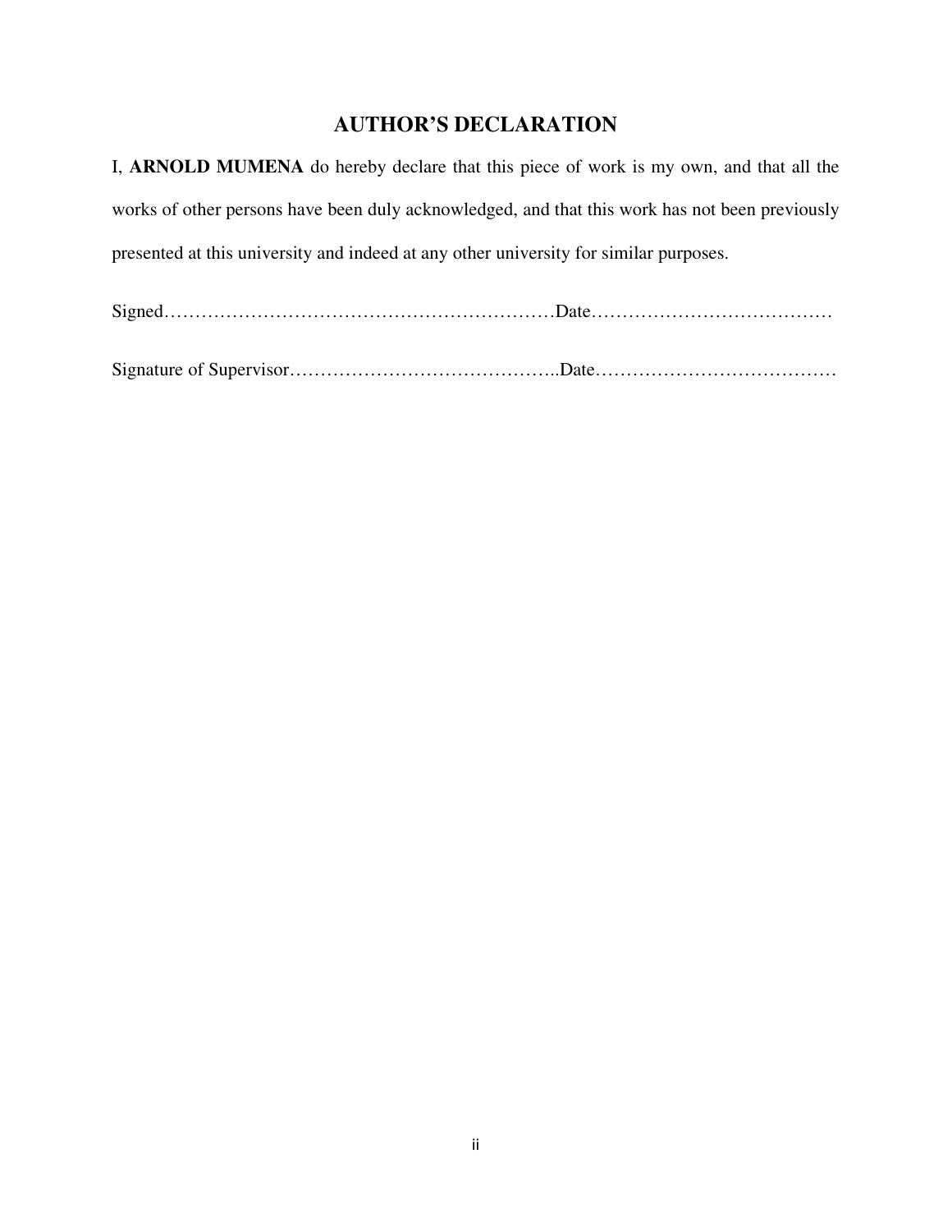# AUTHOR'S DECLARATION

I, **ARNOLD MUMENA** do hereby declare that this piece of work is my own, and that all the works of other persons have been duly acknowledged, and that this work has not been previously presented at this university and indeed at any other university for similar purposes.

Signed………………………………………………………Date…………………………………

Signature of Supervisor……………………………………..Date…………………………………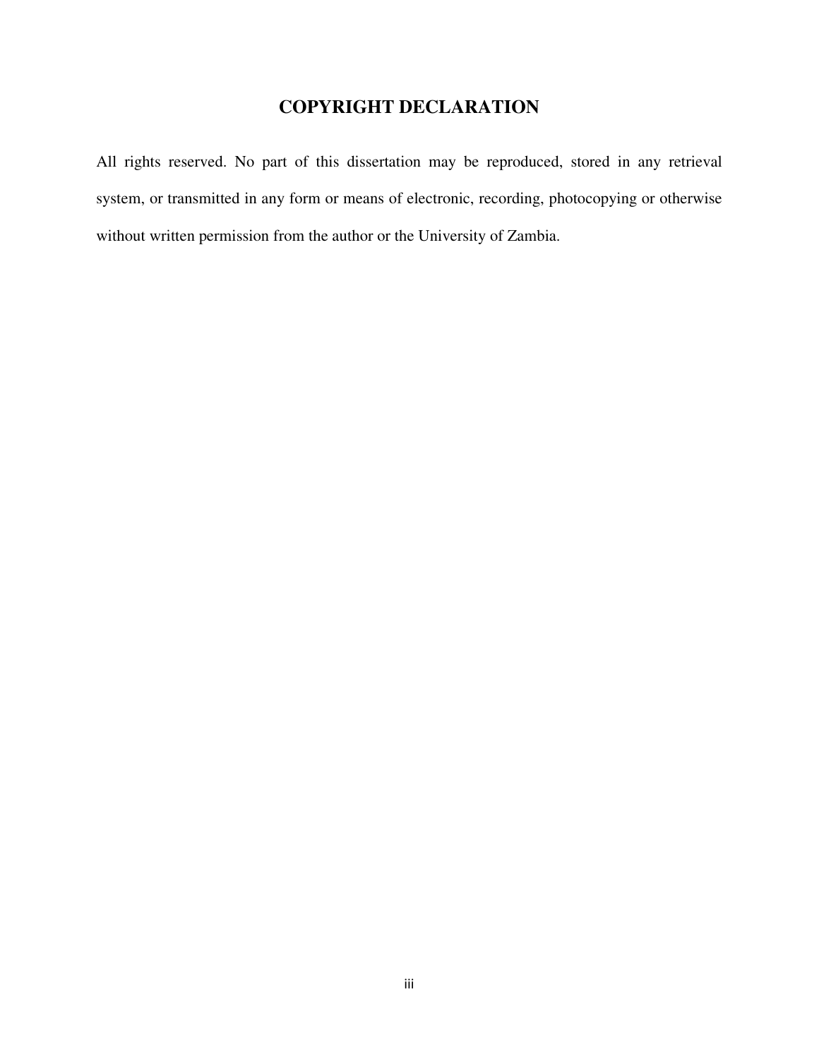# COPYRIGHT DECLARATION

All rights reserved. No part of this dissertation may be reproduced, stored in any retrieval system, or transmitted in any form or means of electronic, recording, photocopying or otherwise without written permission from the author or the University of Zambia.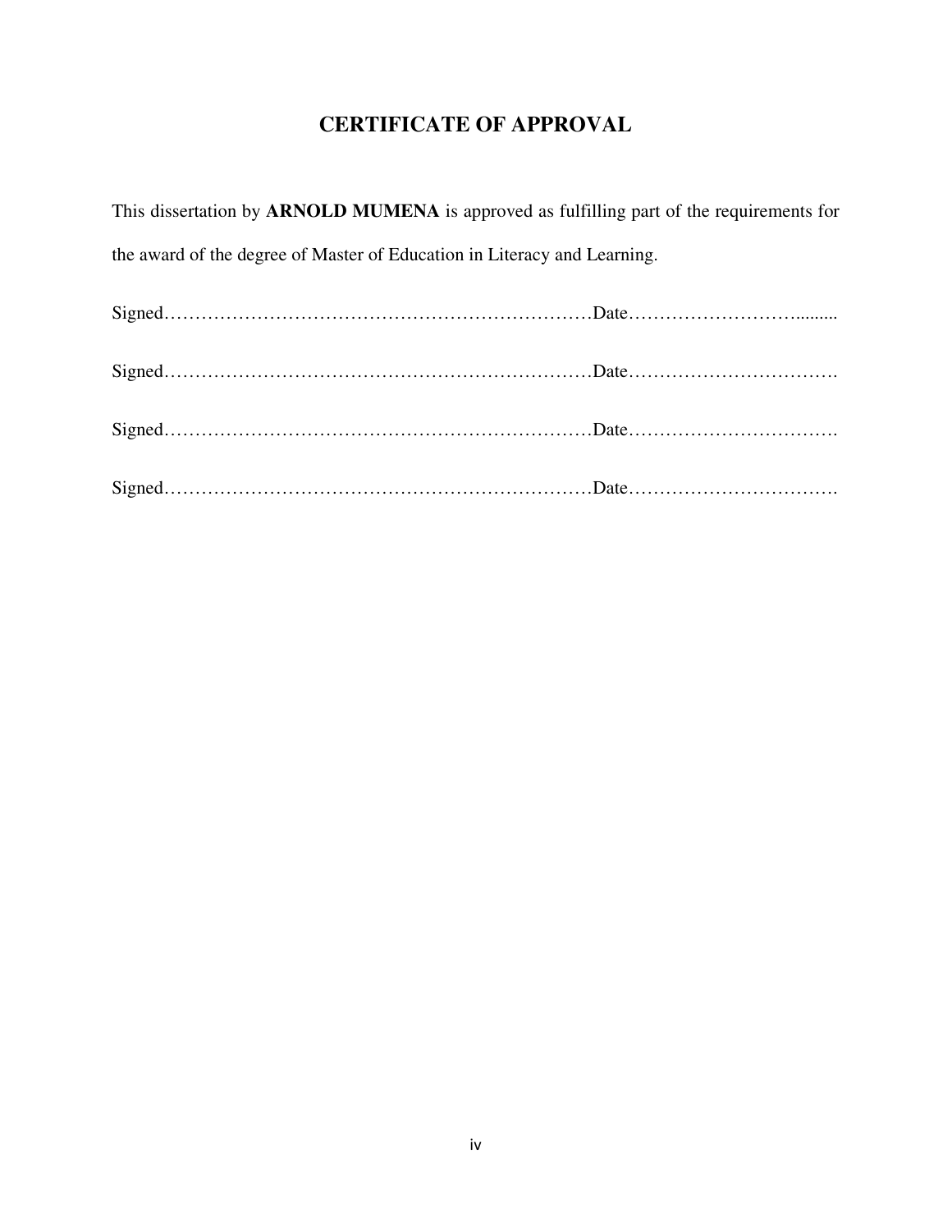# CERTIFICATE OF APPROVAL

This dissertation by **ARNOLD MUMENA** is approved as fulfilling part of the requirements for the award of the degree of Master of Education in Literacy and Learning.

Signed……………………………………………………………Date……………………….........

Signed……………………………………………………………Date…………………………….

Signed……………………………………………………………Date…………………………….

Signed……………………………………………………………Date…………………………….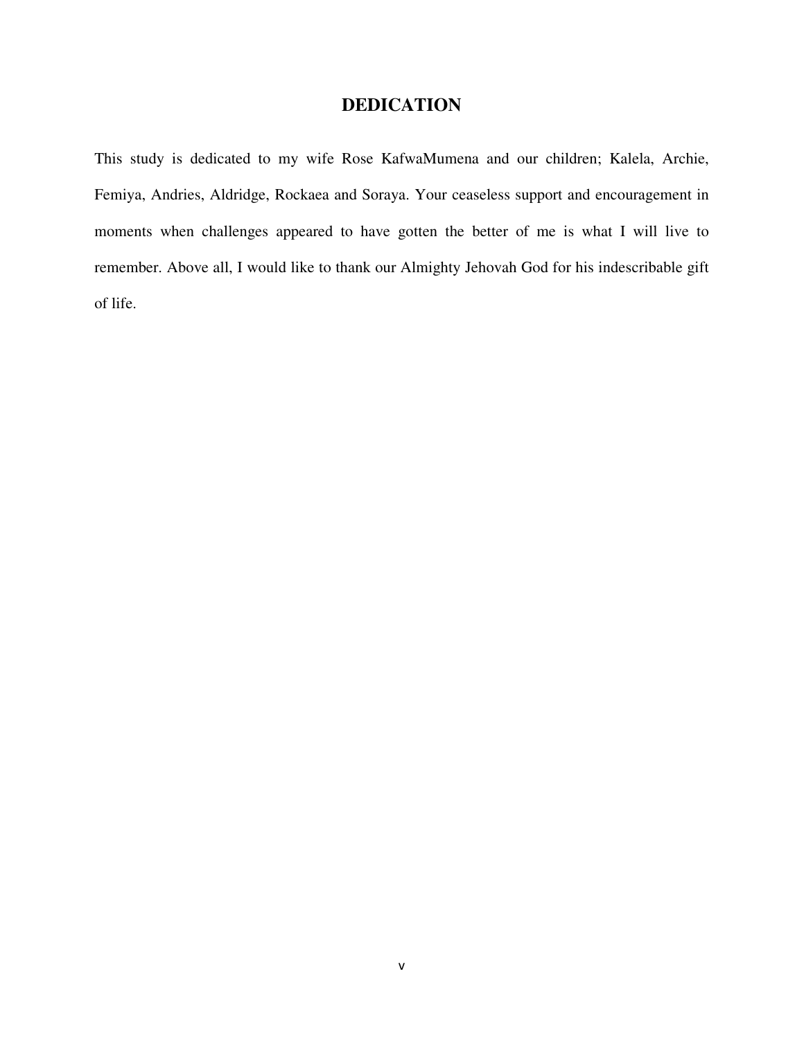# DEDICATION

This study is dedicated to my wife Rose KafwaMumena and our children; Kalela, Archie, Femiya, Andries, Aldridge, Rockaea and Soraya. Your ceaseless support and encouragement in moments when challenges appeared to have gotten the better of me is what I will live to remember. Above all, I would like to thank our Almighty Jehovah God for his indescribable gift of life.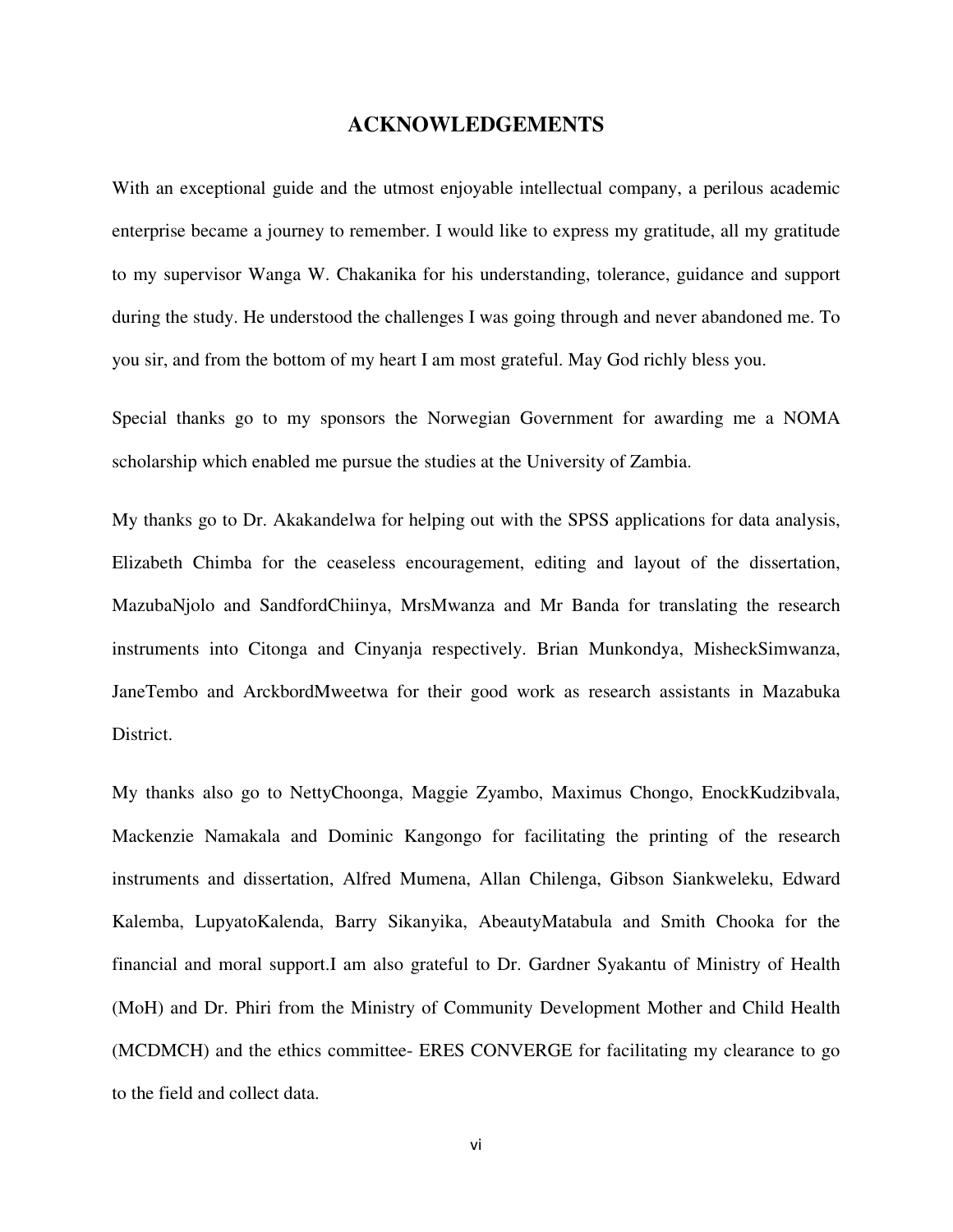# ACKNOWLEDGEMENTS

With an exceptional guide and the utmost enjoyable intellectual company, a perilous academic enterprise became a journey to remember. I would like to express my gratitude, all my gratitude to my supervisor Wanga W. Chakanika for his understanding, tolerance, guidance and support during the study. He understood the challenges I was going through and never abandoned me. To you sir, and from the bottom of my heart I am most grateful. May God richly bless you.

Special thanks go to my sponsors the Norwegian Government for awarding me a NOMA scholarship which enabled me pursue the studies at the University of Zambia.

My thanks go to Dr. Akakandelwa for helping out with the SPSS applications for data analysis, Elizabeth Chimba for the ceaseless encouragement, editing and layout of the dissertation, MazubaNjolo and SandfordChiinya, MrsMwanza and Mr Banda for translating the research instruments into Citonga and Cinyanja respectively. Brian Munkondya, MisheckSimwanza, JaneTembo and ArckbordMweetwa for their good work as research assistants in Mazabuka District.

My thanks also go to NettyChoonga, Maggie Zyambo, Maximus Chongo, EnockKudzibvala, Mackenzie Namakala and Dominic Kangongo for facilitating the printing of the research instruments and dissertation, Alfred Mumena, Allan Chilenga, Gibson Siankweleku, Edward Kalemba, LupyatoKalenda, Barry Sikanyika, AbeautyMatabula and Smith Chooka for the financial and moral support.I am also grateful to Dr. Gardner Syakantu of Ministry of Health (MoH) and Dr. Phiri from the Ministry of Community Development Mother and Child Health (MCDMCH) and the ethics committee- ERES CONVERGE for facilitating my clearance to go to the field and collect data.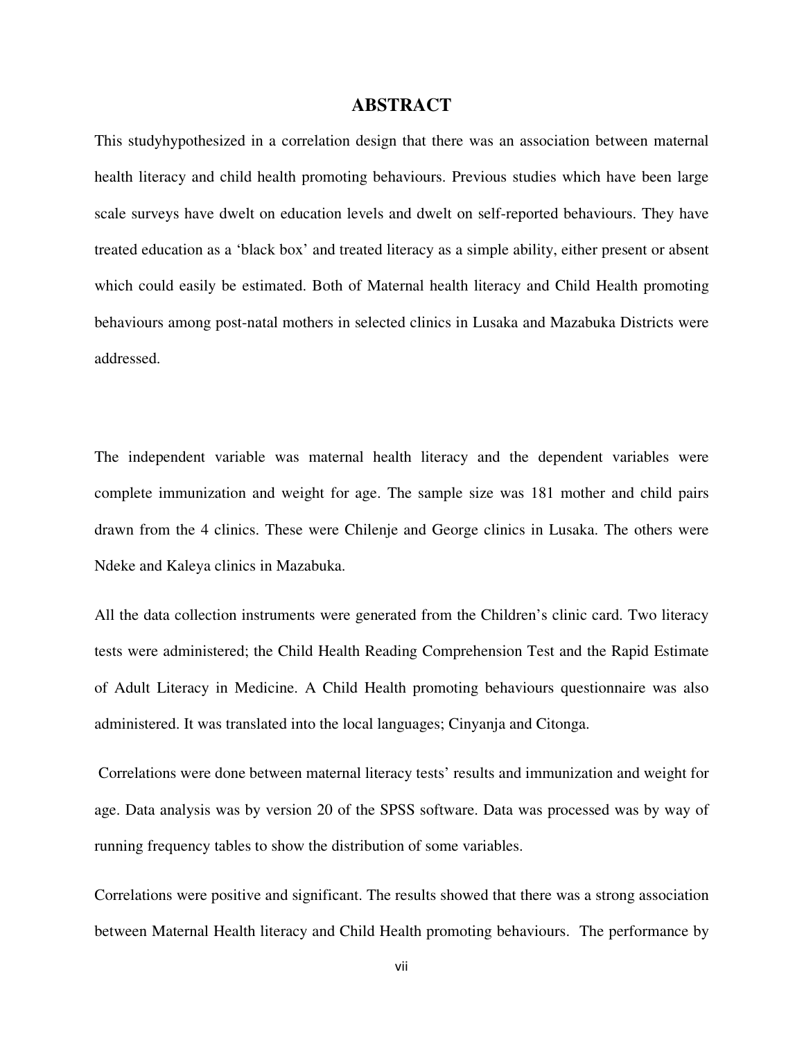## ABSTRACT

This studyhypothesized in a correlation design that there was an association between maternal health literacy and child health promoting behaviours. Previous studies which have been large scale surveys have dwelt on education levels and dwelt on self-reported behaviours. They have treated education as a 'black box' and treated literacy as a simple ability, either present or absent which could easily be estimated. Both of Maternal health literacy and Child Health promoting behaviours among post-natal mothers in selected clinics in Lusaka and Mazabuka Districts were addressed.

The independent variable was maternal health literacy and the dependent variables were complete immunization and weight for age. The sample size was 181 mother and child pairs drawn from the 4 clinics. These were Chilenje and George clinics in Lusaka. The others were Ndeke and Kaleya clinics in Mazabuka.

All the data collection instruments were generated from the Children's clinic card. Two literacy tests were administered; the Child Health Reading Comprehension Test and the Rapid Estimate of Adult Literacy in Medicine. A Child Health promoting behaviours questionnaire was also administered. It was translated into the local languages; Cinyanja and Citonga.

Correlations were done between maternal literacy tests' results and immunization and weight for age. Data analysis was by version 20 of the SPSS software. Data was processed was by way of running frequency tables to show the distribution of some variables.

Correlations were positive and significant. The results showed that there was a strong association between Maternal Health literacy and Child Health promoting behaviours. The performance by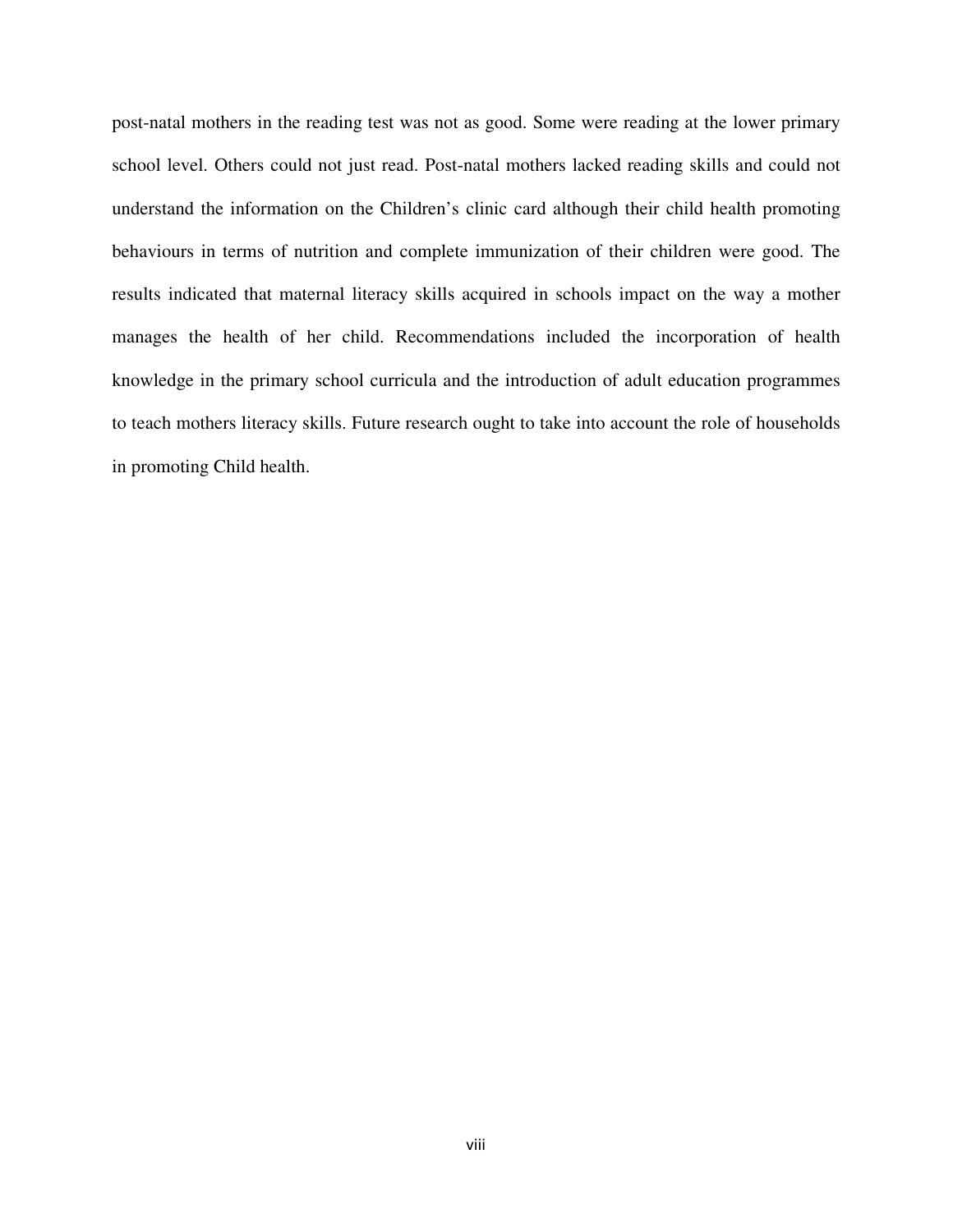post-natal mothers in the reading test was not as good. Some were reading at the lower primary school level. Others could not just read. Post-natal mothers lacked reading skills and could not understand the information on the Children's clinic card although their child health promoting behaviours in terms of nutrition and complete immunization of their children were good. The results indicated that maternal literacy skills acquired in schools impact on the way a mother manages the health of her child. Recommendations included the incorporation of health knowledge in the primary school curricula and the introduction of adult education programmes to teach mothers literacy skills. Future research ought to take into account the role of households in promoting Child health.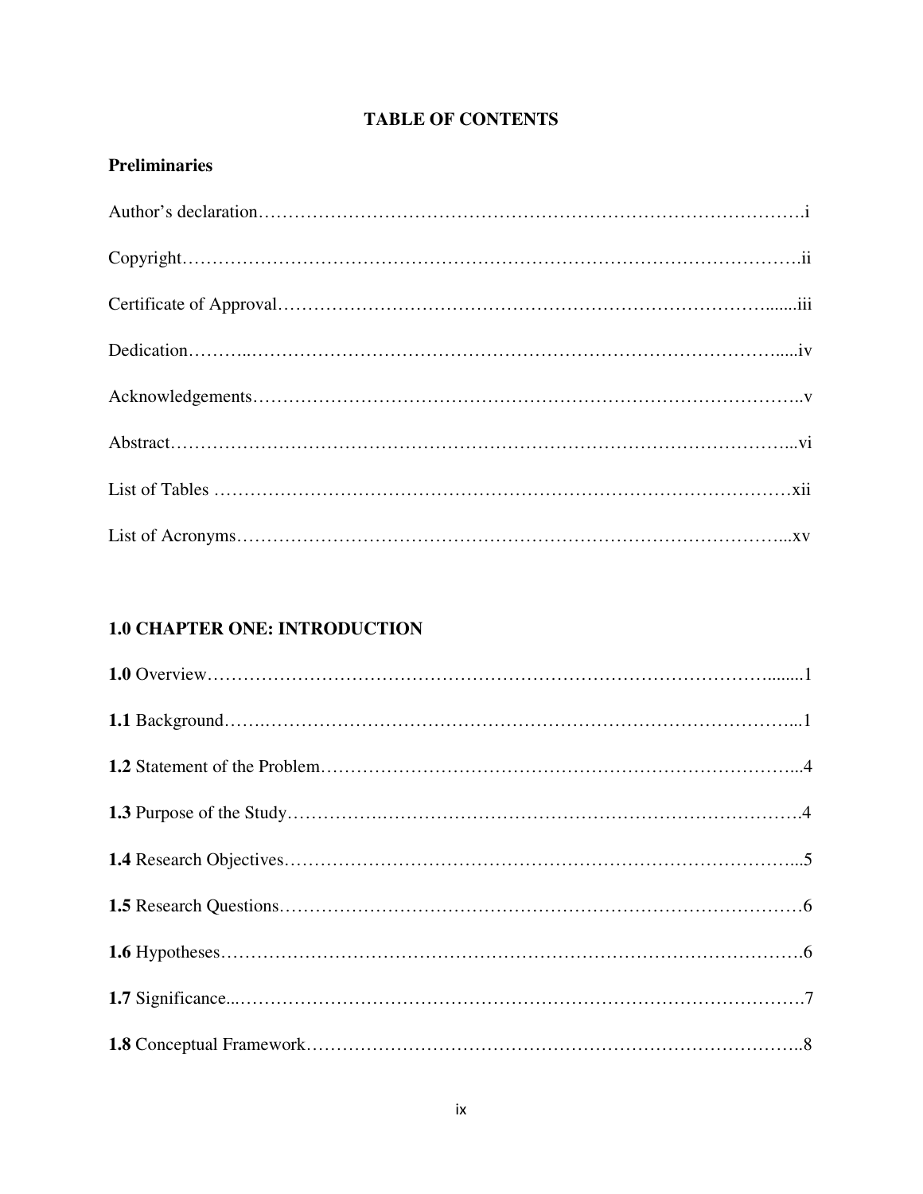# TABLE OF CONTENTS

## Preliminaries

Author's declaration……………………………………………………………………………….i

Copyright……………………………………………………………………………………….ii

Certificate of Approval……………………………………………………………………......iii

Dedication………..…………………………………………………………………………......iv

Acknowledgements……………………………………………………………………………..v

Abstract…………………………………………………………………………………………...vi

List of Tables …………………………………………………………………………………xii

List of Acronyms……………………………………………………………………………...xv

## 1.0 CHAPTER ONE: INTRODUCTION

**1.0** Overview……………………………………………………………………………........1

**1.1** Background…….………………………………………………………………………...1

**1.2** Statement of the Problem……………………………………………………………….....4

**1.3** Purpose of the Study…………….……………………………………………………….4

**1.4** Research Objectives……………………………………………………………………...5

**1.5** Research Questions………………………………………………………………………6

**1.6** Hypotheses……………………………………………………………………………….6

**1.7** Significance...…………………………………………………………………………….7

**1.8** Conceptual Framework…………………………………………………………………..8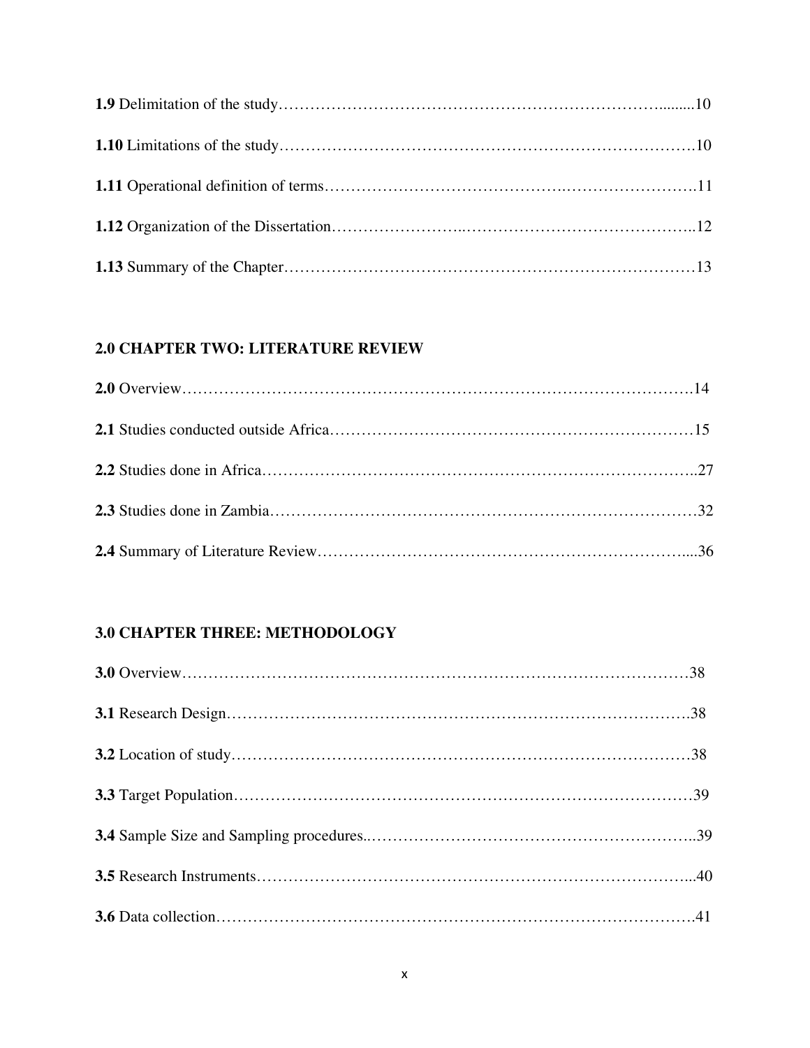**1.9** Delimitation of the study……………………………………………………………………........10

**1.10** Limitations of the study…………………………………………………………………….10

**1.11** Operational definition of terms…………………………………….…………………….11

**1.12** Organization of the Dissertation…………………..……………………………………..12

**1.13** Summary of the Chapter…………………………………………………………………13

**2.0 CHAPTER TWO: LITERATURE REVIEW**

**2.0** Overview………………………………………………………………………………….14

**2.1** Studies conducted outside Africa…………………………………………………………15

**2.2** Studies done in Africa……………………………………………………………………..27

**2.3** Studies done in Zambia……………………………………………………………………32

**2.4** Summary of Literature Review………………………………………………………....36

**3.0 CHAPTER THREE: METHODOLOGY**

**3.0** Overview…………………………………………………………………………………38

**3.1** Research Design………………………………………………………………………….38

**3.2** Location of study…………………………………………………………………………38

**3.3** Target Population…………………………………………………………………………39

**3.4** Sample Size and Sampling procedures..……………………………………………………..39

**3.5** Research Instruments……………………………………………………………………...40

**3.6** Data collection…………………………………………………………………………….41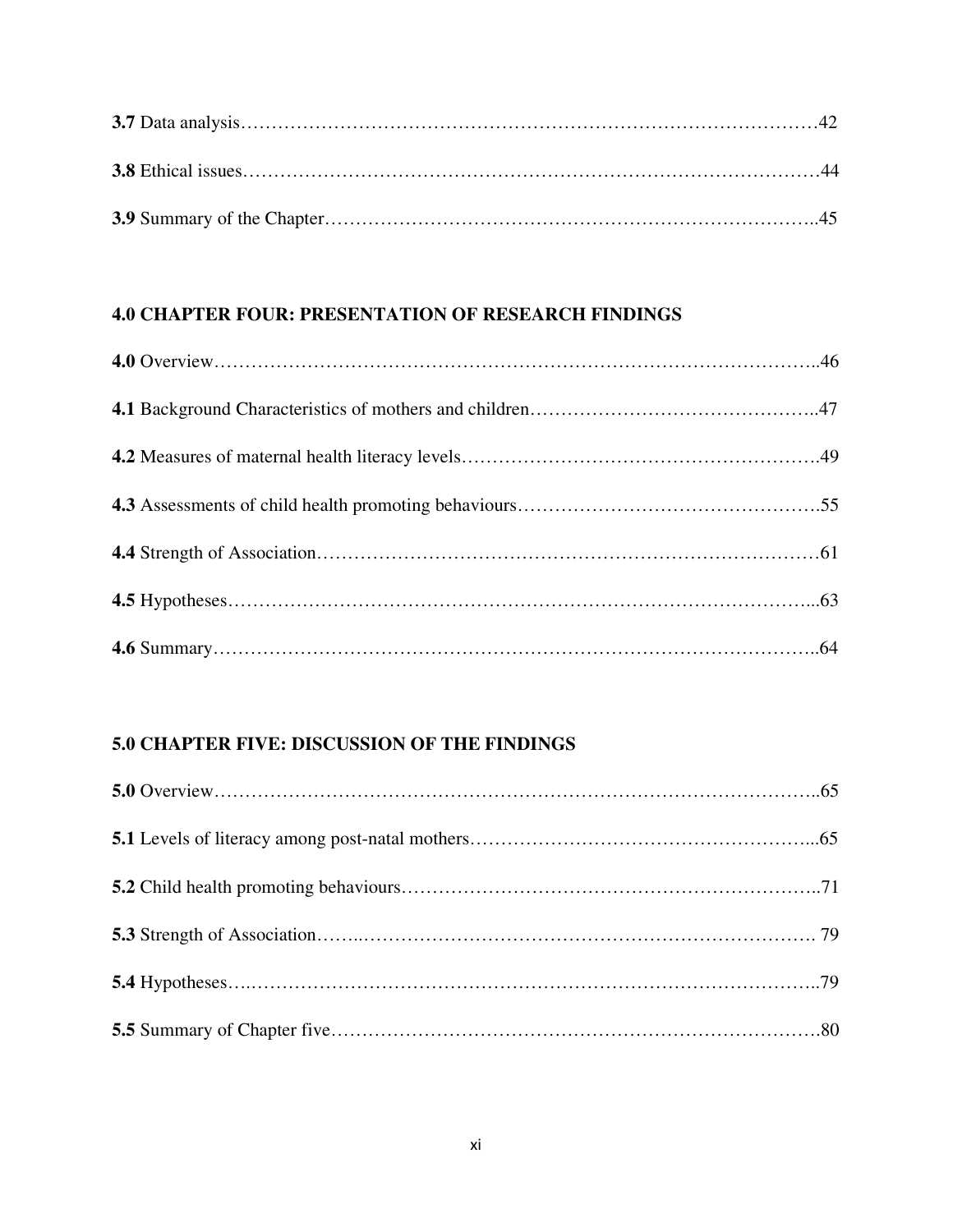**3.7** Data analysis……………………………………………………………………………42

**3.8** Ethical issues……………………………………………………………………………44

**3.9** Summary of the Chapter…………………………………………………………………..45

**4.0 CHAPTER FOUR: PRESENTATION OF RESEARCH FINDINGS**

**4.0** Overview…………………………………………………………………………………..46

**4.1** Background Characteristics of mothers and children………………………………………..47

**4.2** Measures of maternal health literacy levels…………………………………………………49

**4.3** Assessments of child health promoting behaviours………………………………………….55

**4.4** Strength of Association……………………………………………………………………61

**4.5** Hypotheses………………………………………………………………………………...63

**4.6** Summary…………………………………………………………………………………..64

**5.0 CHAPTER FIVE: DISCUSSION OF THE FINDINGS**

**5.0** Overview…………………………………………………………………………………..65

**5.1** Levels of literacy among post-natal mothers………………………………………………...65

**5.2** Child health promoting behaviours…………………………………………………………..71

**5.3** Strength of Association……..……………………………………………………………. 79

**5.4** Hypotheses….……………………………………………………………………………..79

**5.5** Summary of Chapter five…………………………………………………………………80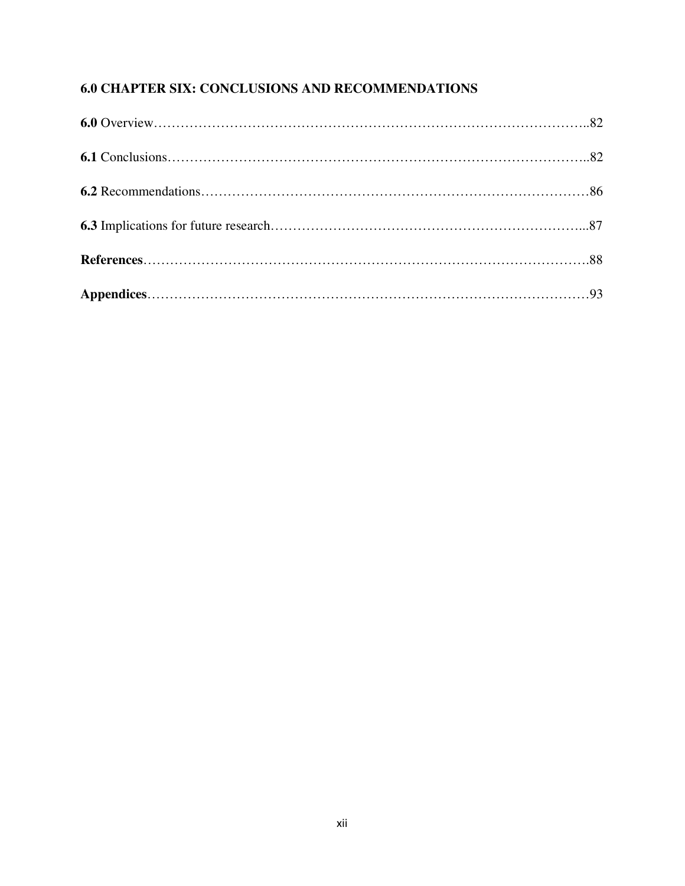**6.0 CHAPTER SIX: CONCLUSIONS AND RECOMMENDATIONS**

**6.0** Overview………………………………………………………………………………..82

**6.1** Conclusions……………………………………………………………………………..82

**6.2** Recommendations………………………………………………………………………86

**6.3** Implications for future research………………………………………………………...87

**References**……………………………………………………………………………………88

**Appendices**…………………………………………………………………………………93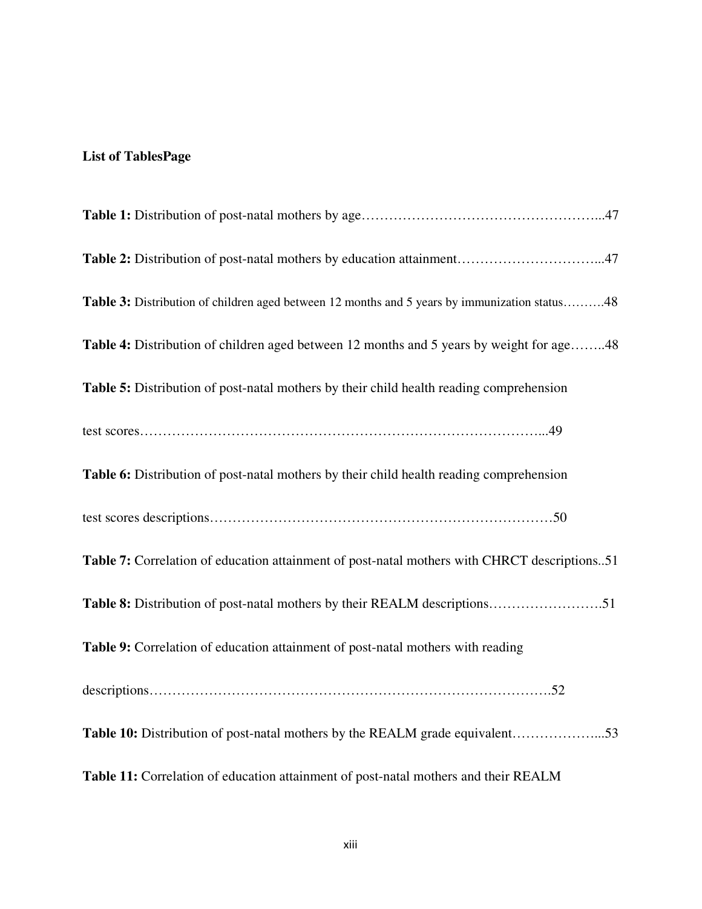**List of TablesPage**

**Table 1:** Distribution of post-natal mothers by age……………………………………………...47

**Table 2:** Distribution of post-natal mothers by education attainment…………………………...47

**Table 3:** Distribution of children aged between 12 months and 5 years by immunization status……….48

**Table 4:** Distribution of children aged between 12 months and 5 years by weight for age……..48

**Table 5:** Distribution of post-natal mothers by their child health reading comprehension test scores…………………………………………………………………………...49

**Table 6:** Distribution of post-natal mothers by their child health reading comprehension test scores descriptions…………………………………………………………………50

**Table 7:** Correlation of education attainment of post-natal mothers with CHRCT descriptions..51

**Table 8:** Distribution of post-natal mothers by their REALM descriptions…………………….51

**Table 9:** Correlation of education attainment of post-natal mothers with reading descriptions………………………………………………………………………….52

**Table 10:** Distribution of post-natal mothers by the REALM grade equivalent………………...53

**Table 11:** Correlation of education attainment of post-natal mothers and their REALM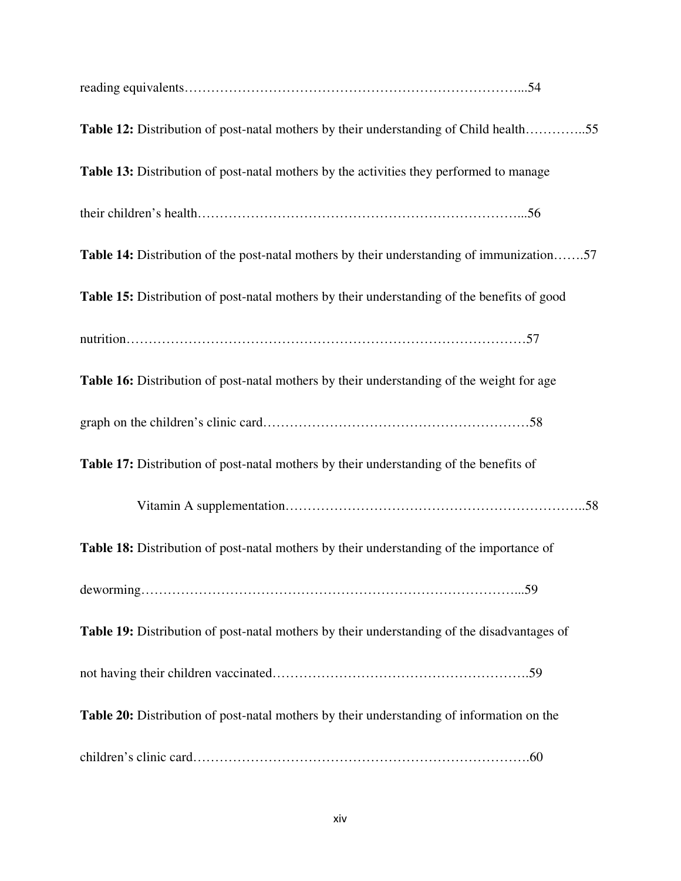reading equivalents……………………………………………………………………...54

**Table 12:** Distribution of post-natal mothers by their understanding of Child health…………..55

**Table 13:** Distribution of post-natal mothers by the activities they performed to manage their children's health………………………………………………………………...56

**Table 14:** Distribution of the post-natal mothers by their understanding of immunization…….57

**Table 15:** Distribution of post-natal mothers by their understanding of the benefits of good nutrition……………………………………………………………………………….57

**Table 16:** Distribution of post-natal mothers by their understanding of the weight for age graph on the children's clinic card…………………………………………………58

**Table 17:** Distribution of post-natal mothers by their understanding of the benefits of Vitamin A supplementation…………………………………………………………..58

**Table 18:** Distribution of post-natal mothers by their understanding of the importance of deworming…………………………………………………………………………...59

**Table 19:** Distribution of post-natal mothers by their understanding of the disadvantages of not having their children vaccinated……………………………………………….59

**Table 20:** Distribution of post-natal mothers by their understanding of information on the children's clinic card………………………………………………………………….60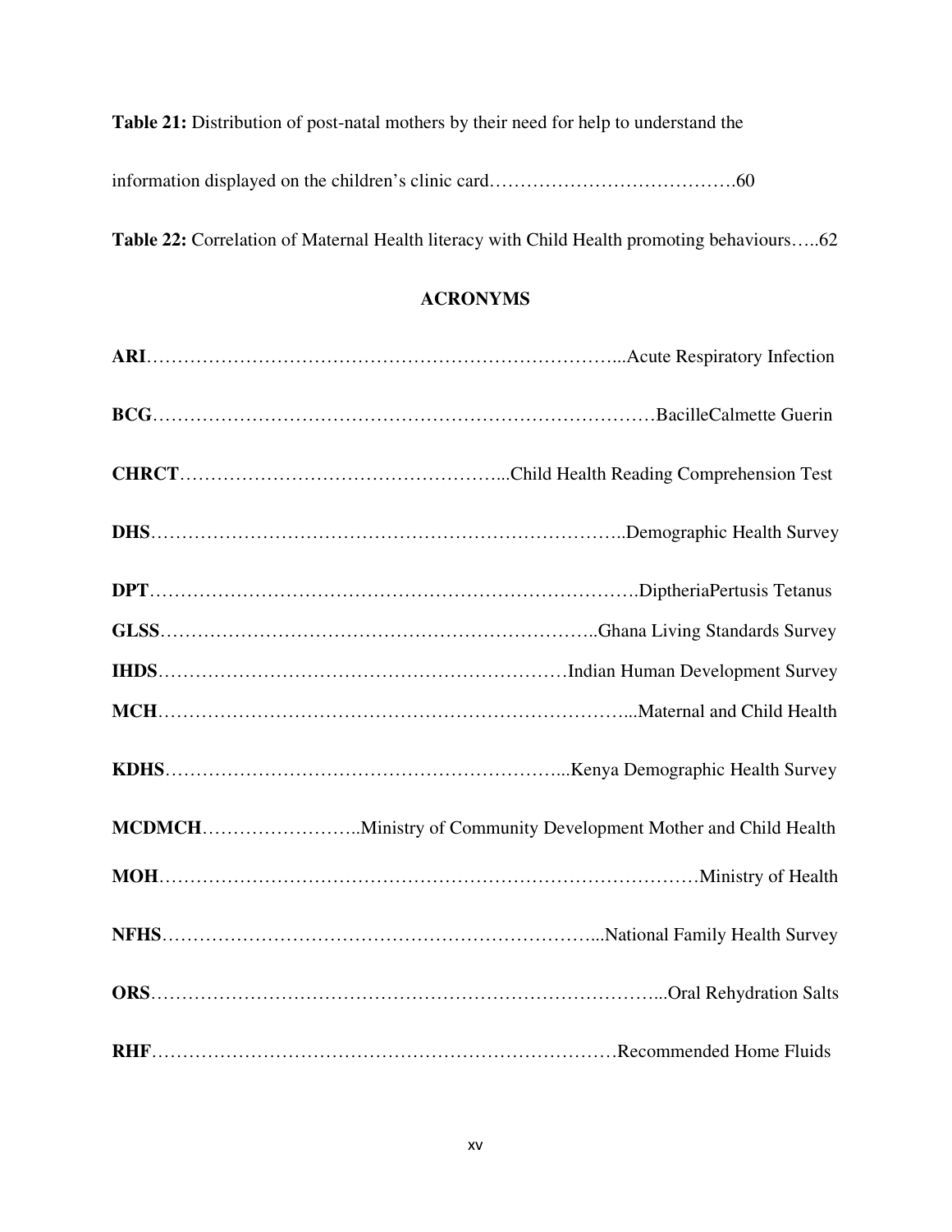**Table 21:** Distribution of post-natal mothers by their need for help to understand the information displayed on the children's clinic card………………………………….60

**Table 22:** Correlation of Maternal Health literacy with Child Health promoting behaviours…..62

## ACRONYMS

**ARI**…………………………………………………………………...Acute Respiratory Infection

**BCG**…………………………………………………………………………BacilleCalmette Guerin

**CHRCT**……………………………………………...Child Health Reading Comprehension Test

**DHS**…………………………………………………………………..Demographic Health Survey

**DPT**………………………………………………………………….DiptheriaPertusis Tetanus

**GLSS**…………………………………………………………..Ghana Living Standards Survey

**IHDS**…………………………………………………………Indian Human Development Survey

**MCH**…………………………………………………………………...Maternal and Child Health

**KDHS**………………………………………………………...Kenya Demographic Health Survey

**MCDMCH**……………………..Ministry of Community Development Mother and Child Health

**MOH**……………………………………………………………………………Ministry of Health

**NFHS**……………………………………………………………...National Family Health Survey

**ORS**…………………………………………………………………………...Oral Rehydration Salts

**RHF**………………………………………………………………Recommended Home Fluids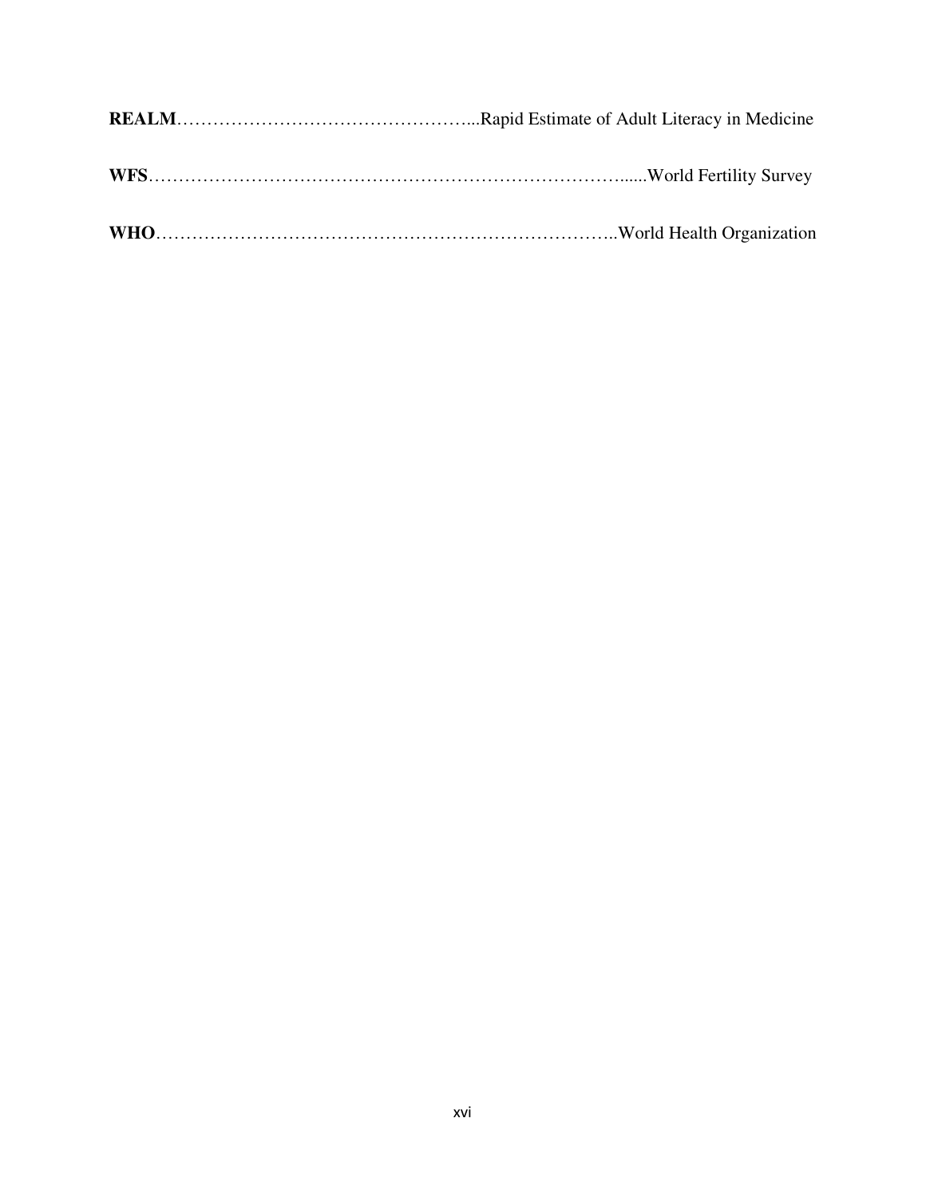**REALM**…………………………………………...Rapid Estimate of Adult Literacy in Medicine

**WFS**……………………………………………………………………......World Fertility Survey

**WHO**…………………………………………………………………..World Health Organization